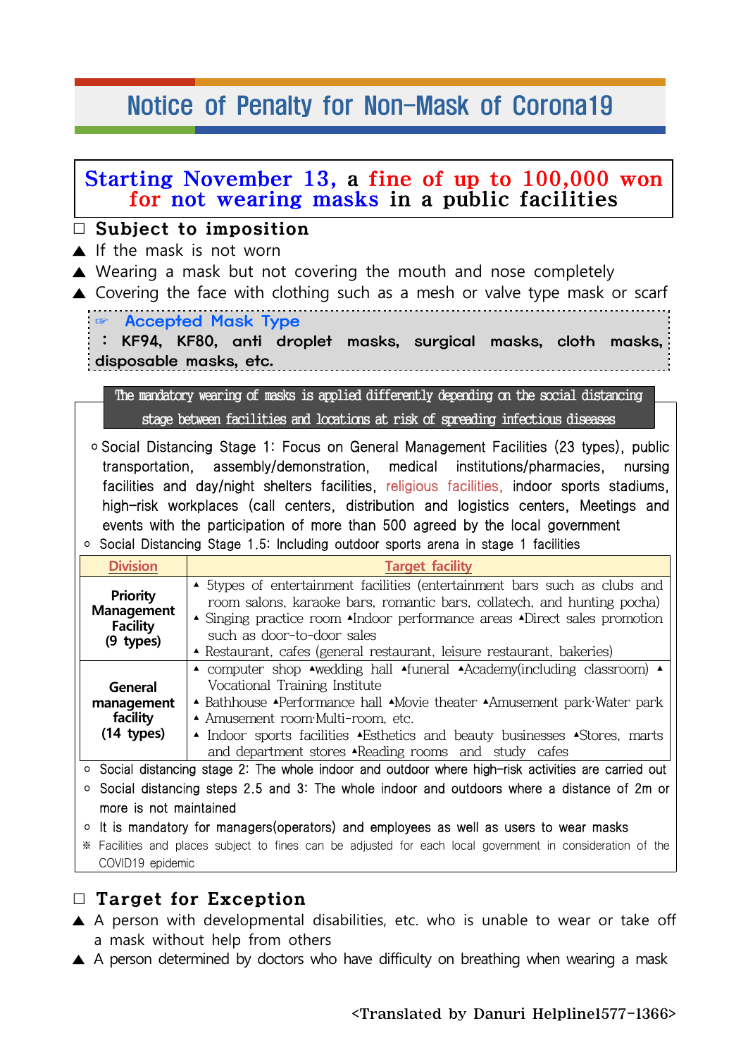# Notice of Penalty for Non-Mask of Corona19

**Starting November 13, a fine of up to 100,000 won for not wearing masks in a public facilities**

## ☐ Subject to imposition

▲ If the mask is not worn

▲ Wearing a mask but not covering the mouth and nose completely

▲ Covering the face with clothing such as a mesh or valve type mask or scarf

> ☞ **Accepted Mask Type**
> **: KF94, KF80, anti droplet masks, surgical masks, cloth masks, disposable masks, etc.**

**The mandatory wearing of masks is applied differently depending on the social distancing stage between facilities and locations at risk of spreading infectious diseases**

- Social Distancing Stage 1: Focus on General Management Facilities (23 types), public transportation, assembly/demonstration, medical institutions/pharmacies, nursing facilities and day/night shelters facilities, religious facilities, indoor sports stadiums, high-risk workplaces (call centers, distribution and logistics centers, Meetings and events with the participation of more than 500 agreed by the local government
- Social Distancing Stage 1.5: Including outdoor sports arena in stage 1 facilities

| Division | Target facility |
|---|---|
| **Priority Management Facility (9 types)** | ▴ 5types of entertainment facilities (entertainment bars such as clubs and room salons, karaoke bars, romantic bars, collatech, and hunting pocha)<br>▴ Singing practice room ▴Indoor performance areas ▴Direct sales promotion such as door-to-door sales<br>▴ Restaurant, cafes (general restaurant, leisure restaurant, bakeries) |
| **General management facility (14 types)** | ▴ computer shop ▴wedding hall ▴funeral ▴Academy(including classroom) ▴ Vocational Training Institute<br>▴ Bathhouse ▴Performance hall ▴Movie theater ▴Amusement park·Water park<br>▴ Amusement room·Multi-room, etc.<br>▴ Indoor sports facilities ▴Esthetics and beauty businesses ▴Stores, marts and department stores ▴Reading rooms and study cafes |

- Social distancing stage 2: The whole indoor and outdoor where high-risk activities are carried out
- Social distancing steps 2.5 and 3: The whole indoor and outdoors where a distance of 2m or more is not maintained
- It is mandatory for managers(operators) and employees as well as users to wear masks

※ Facilities and places subject to fines can be adjusted for each local government in consideration of the COVID19 epidemic

## ☐ Target for Exception

▲ A person with developmental disabilities, etc. who is unable to wear or take off a mask without help from others

▲ A person determined by doctors who have difficulty on breathing when wearing a mask

<Translated by Danuri Helpline1577-1366>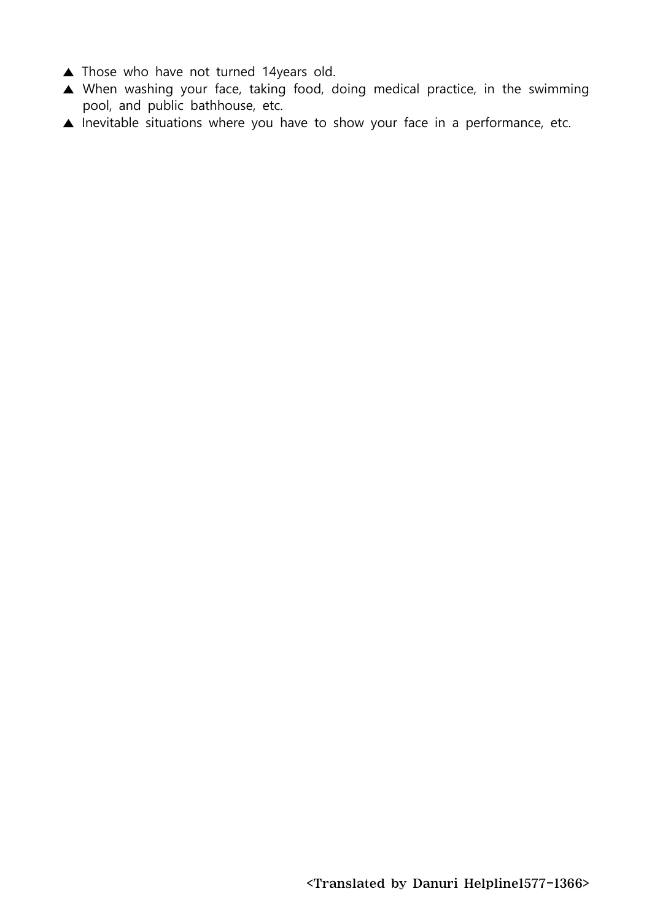▲ Those who have not turned 14years old.

▲ When washing your face, taking food, doing medical practice, in the swimming pool, and public bathhouse, etc.

▲ Inevitable situations where you have to show your face in a performance, etc.

<Translated by Danuri Helpline1577-1366>